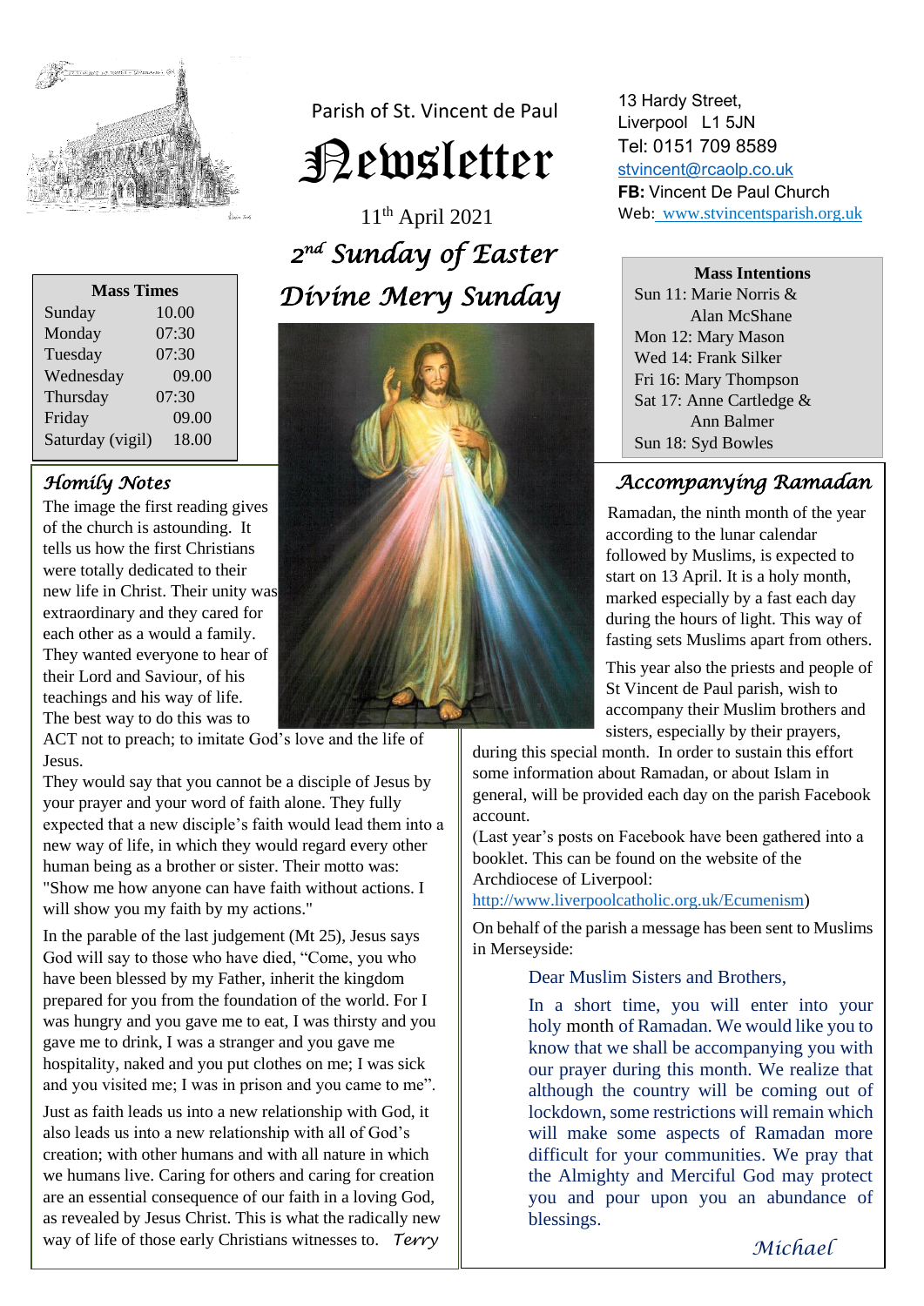Parish of St. Vincent de Paul

# Newsletter

11th April 2021

## *2nd Sunday of Easter*
## *Divine Mery Sunday*

13 Hardy Street,
Liverpool L1 5JN
Tel: 0151 709 8589
stvincent@rcaolp.co.uk
**FB:** Vincent De Paul Church
Web: www.stvincentsparish.org.uk

| Mass Times | |
|---|---|
| Sunday | 10.00 |
| Monday | 07:30 |
| Tuesday | 07:30 |
| Wednesday | 09.00 |
| Thursday | 07:30 |
| Friday | 09.00 |
| Saturday (vigil) | 18.00 |

**Mass Intentions**

Sun 11: Marie Norris & Alan McShane
Mon 12: Mary Mason
Wed 14: Frank Silker
Fri 16: Mary Thompson
Sat 17: Anne Cartledge & Ann Balmer
Sun 18: Syd Bowles

## *Homily Notes*

The image the first reading gives of the church is astounding. It tells us how the first Christians were totally dedicated to their new life in Christ. Their unity was extraordinary and they cared for each other as a would a family. They wanted everyone to hear of their Lord and Saviour, of his teachings and his way of life. The best way to do this was to ACT not to preach; to imitate God's love and the life of Jesus.

They would say that you cannot be a disciple of Jesus by your prayer and your word of faith alone. They fully expected that a new disciple's faith would lead them into a new way of life, in which they would regard every other human being as a brother or sister. Their motto was: "Show me how anyone can have faith without actions. I will show you my faith by my actions."

In the parable of the last judgement (Mt 25), Jesus says God will say to those who have died, "Come, you who have been blessed by my Father, inherit the kingdom prepared for you from the foundation of the world. For I was hungry and you gave me to eat, I was thirsty and you gave me to drink, I was a stranger and you gave me hospitality, naked and you put clothes on me; I was sick and you visited me; I was in prison and you came to me".

Just as faith leads us into a new relationship with God, it also leads us into a new relationship with all of God's creation; with other humans and with all nature in which we humans live. Caring for others and caring for creation are an essential consequence of our faith in a loving God, as revealed by Jesus Christ. This is what the radically new way of life of those early Christians witnesses to. *Terry*

## *Accompanying Ramadan*

Ramadan, the ninth month of the year according to the lunar calendar followed by Muslims, is expected to start on 13 April. It is a holy month, marked especially by a fast each day during the hours of light. This way of fasting sets Muslims apart from others.

This year also the priests and people of St Vincent de Paul parish, wish to accompany their Muslim brothers and sisters, especially by their prayers, during this special month. In order to sustain this effort some information about Ramadan, or about Islam in general, will be provided each day on the parish Facebook account.

(Last year's posts on Facebook have been gathered into a booklet. This can be found on the website of the Archdiocese of Liverpool: http://www.liverpoolcatholic.org.uk/Ecumenism)

On behalf of the parish a message has been sent to Muslims in Merseyside:

> Dear Muslim Sisters and Brothers,
>
> In a short time, you will enter into your holy month of Ramadan. We would like you to know that we shall be accompanying you with our prayer during this month. We realize that although the country will be coming out of lockdown, some restrictions will remain which will make some aspects of Ramadan more difficult for your communities. We pray that the Almighty and Merciful God may protect you and pour upon you an abundance of blessings.

*Michael*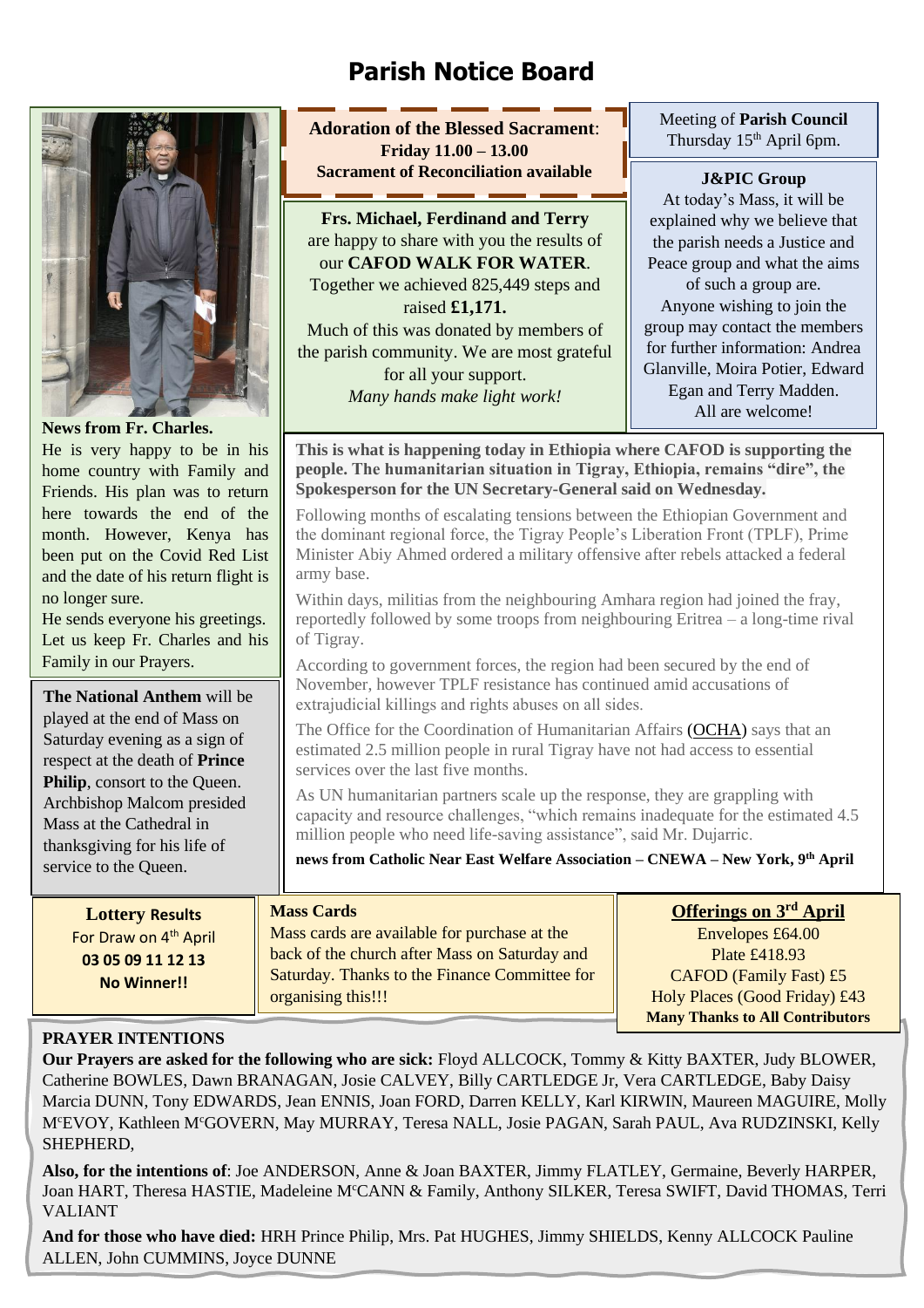# Parish Notice Board

**News from Fr. Charles.**
He is very happy to be in his home country with Family and Friends. His plan was to return here towards the end of the month. However, Kenya has been put on the Covid Red List and the date of his return flight is no longer sure.
He sends everyone his greetings. Let us keep Fr. Charles and his Family in our Prayers.

**Adoration of the Blessed Sacrament**:
**Friday 11.00 – 13.00**
**Sacrament of Reconciliation available**

**Frs. Michael, Ferdinand and Terry** are happy to share with you the results of our **CAFOD WALK FOR WATER**. Together we achieved 825,449 steps and raised **£1,171.**
Much of this was donated by members of the parish community. We are most grateful for all your support.
*Many hands make light work!*

Meeting of **Parish Council** Thursday 15th April 6pm.

**J&PIC Group**
At today's Mass, it will be explained why we believe that the parish needs a Justice and Peace group and what the aims of such a group are.
Anyone wishing to join the group may contact the members for further information: Andrea Glanville, Moira Potier, Edward Egan and Terry Madden.
All are welcome!

**This is what is happening today in Ethiopia where CAFOD is supporting the people. The humanitarian situation in Tigray, Ethiopia, remains "dire", the Spokesperson for the UN Secretary-General said on Wednesday.**

Following months of escalating tensions between the Ethiopian Government and the dominant regional force, the Tigray People's Liberation Front (TPLF), Prime Minister Abiy Ahmed ordered a military offensive after rebels attacked a federal army base.

Within days, militias from the neighbouring Amhara region had joined the fray, reportedly followed by some troops from neighbouring Eritrea – a long-time rival of Tigray.

According to government forces, the region had been secured by the end of November, however TPLF resistance has continued amid accusations of extrajudicial killings and rights abuses on all sides.

The Office for the Coordination of Humanitarian Affairs (OCHA) says that an estimated 2.5 million people in rural Tigray have not had access to essential services over the last five months.

As UN humanitarian partners scale up the response, they are grappling with capacity and resource challenges, "which remains inadequate for the estimated 4.5 million people who need life-saving assistance", said Mr. Dujarric.

**news from Catholic Near East Welfare Association – CNEWA – New York, 9th April**

**The National Anthem** will be played at the end of Mass on Saturday evening as a sign of respect at the death of **Prince Philip**, consort to the Queen. Archbishop Malcom presided Mass at the Cathedral in thanksgiving for his life of service to the Queen.

**Lottery Results**
For Draw on 4th April
**03 05 09 11 12 13**
**No Winner!!**

**Mass Cards**
Mass cards are available for purchase at the back of the church after Mass on Saturday and Saturday. Thanks to the Finance Committee for organising this!!!

**Offerings on 3rd April**
Envelopes £64.00
Plate £418.93
CAFOD (Family Fast) £5
Holy Places (Good Friday) £43
**Many Thanks to All Contributors**

**PRAYER INTENTIONS**

**Our Prayers are asked for the following who are sick:** Floyd ALLCOCK, Tommy & Kitty BAXTER, Judy BLOWER, Catherine BOWLES, Dawn BRANAGAN, Josie CALVEY, Billy CARTLEDGE Jr, Vera CARTLEDGE, Baby Daisy Marcia DUNN, Tony EDWARDS, Jean ENNIS, Joan FORD, Darren KELLY, Karl KIRWIN, Maureen MAGUIRE, Molly McEVOY, Kathleen McGOVERN, May MURRAY, Teresa NALL, Josie PAGAN, Sarah PAUL, Ava RUDZINSKI, Kelly SHEPHERD,

**Also, for the intentions of**: Joe ANDERSON, Anne & Joan BAXTER, Jimmy FLATLEY, Germaine, Beverly HARPER, Joan HART, Theresa HASTIE, Madeleine McCANN & Family, Anthony SILKER, Teresa SWIFT, David THOMAS, Terri VALIANT

**And for those who have died:** HRH Prince Philip, Mrs. Pat HUGHES, Jimmy SHIELDS, Kenny ALLCOCK Pauline ALLEN, John CUMMINS, Joyce DUNNE